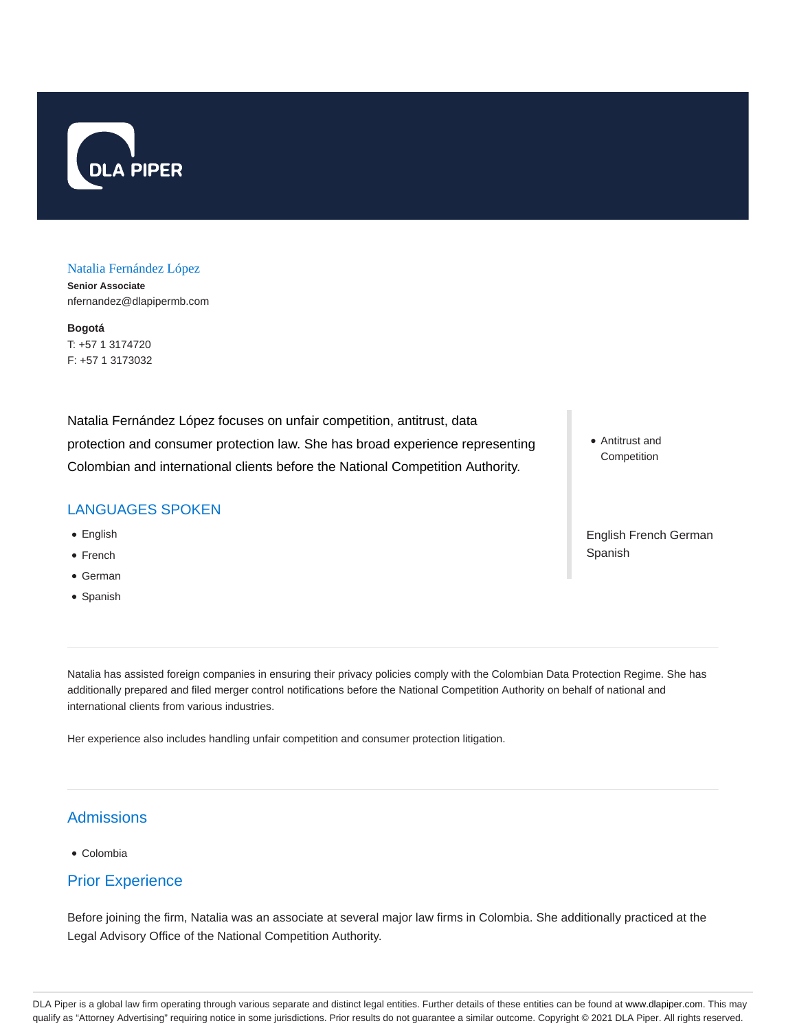DLA PIPER

# Natalia Fernández López

**Senior Associate**
nfernandez@dlapipermb.com

**Bogotá**
T: +57 1 3174720
F: +57 1 3173032

Natalia Fernández López focuses on unfair competition, antitrust, data protection and consumer protection law. She has broad experience representing Colombian and international clients before the National Competition Authority.

- Antitrust and Competition

## LANGUAGES SPOKEN

- English
- French
- German
- Spanish

English French German Spanish

Natalia has assisted foreign companies in ensuring their privacy policies comply with the Colombian Data Protection Regime. She has additionally prepared and filed merger control notifications before the National Competition Authority on behalf of national and international clients from various industries.

Her experience also includes handling unfair competition and consumer protection litigation.

## Admissions

- Colombia

## Prior Experience

Before joining the firm, Natalia was an associate at several major law firms in Colombia. She additionally practiced at the Legal Advisory Office of the National Competition Authority.

DLA Piper is a global law firm operating through various separate and distinct legal entities. Further details of these entities can be found at www.dlapiper.com. This may qualify as "Attorney Advertising" requiring notice in some jurisdictions. Prior results do not guarantee a similar outcome. Copyright © 2021 DLA Piper. All rights reserved.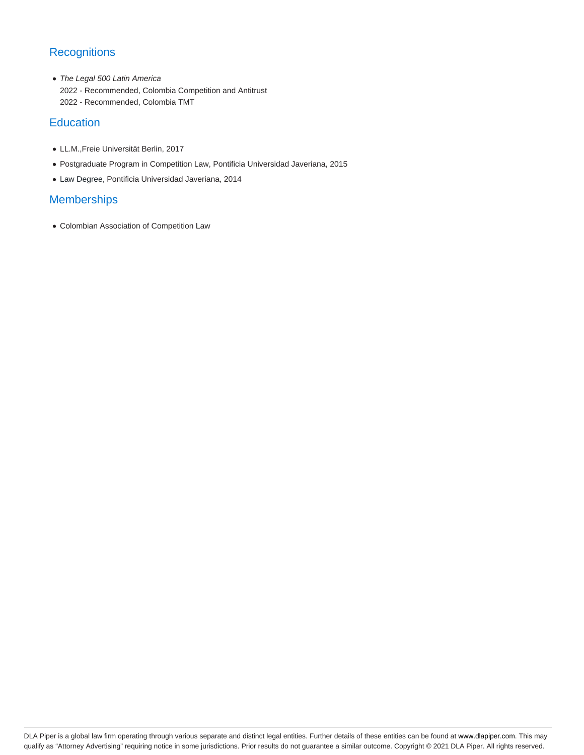## Recognitions

- *The Legal 500 Latin America*
  2022 - Recommended, Colombia Competition and Antitrust
  2022 - Recommended, Colombia TMT

## Education

- LL.M.,Freie Universität Berlin, 2017
- Postgraduate Program in Competition Law, Pontificia Universidad Javeriana, 2015
- Law Degree, Pontificia Universidad Javeriana, 2014

## Memberships

- Colombian Association of Competition Law

DLA Piper is a global law firm operating through various separate and distinct legal entities. Further details of these entities can be found at www.dlapiper.com. This may qualify as "Attorney Advertising" requiring notice in some jurisdictions. Prior results do not guarantee a similar outcome. Copyright © 2021 DLA Piper. All rights reserved.